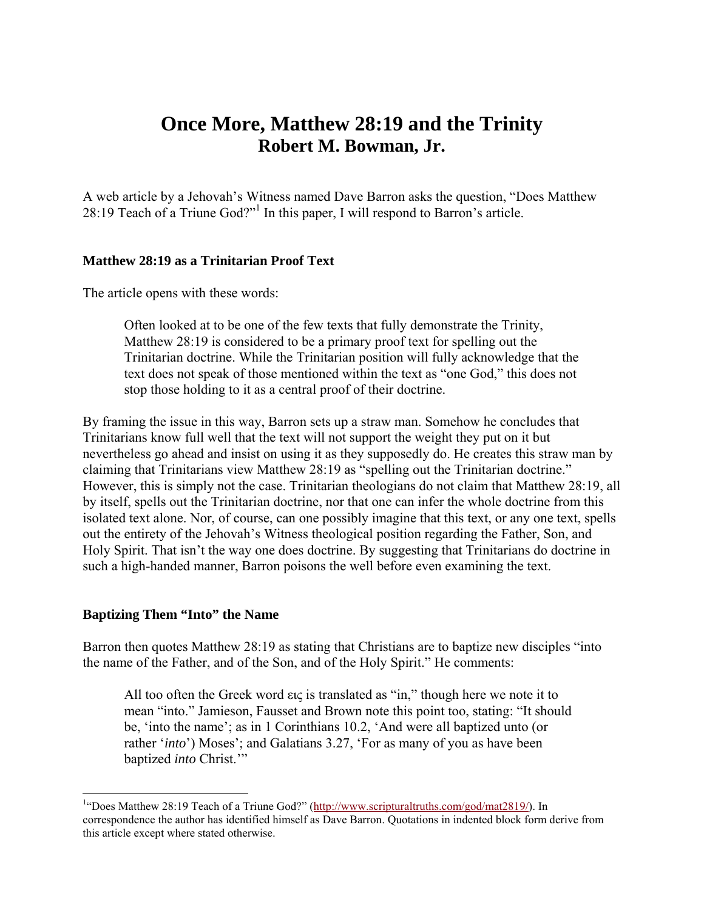# Once More, Matthew 28:19 and the Trinity
## Robert M. Bowman, Jr.

A web article by a Jehovah's Witness named Dave Barron asks the question, "Does Matthew 28:19 Teach of a Triune God?"[1] In this paper, I will respond to Barron's article.

### Matthew 28:19 as a Trinitarian Proof Text

The article opens with these words:

> Often looked at to be one of the few texts that fully demonstrate the Trinity, Matthew 28:19 is considered to be a primary proof text for spelling out the Trinitarian doctrine. While the Trinitarian position will fully acknowledge that the text does not speak of those mentioned within the text as "one God," this does not stop those holding to it as a central proof of their doctrine.

By framing the issue in this way, Barron sets up a straw man. Somehow he concludes that Trinitarians know full well that the text will not support the weight they put on it but nevertheless go ahead and insist on using it as they supposedly do. He creates this straw man by claiming that Trinitarians view Matthew 28:19 as "spelling out the Trinitarian doctrine." However, this is simply not the case. Trinitarian theologians do not claim that Matthew 28:19, all by itself, spells out the Trinitarian doctrine, nor that one can infer the whole doctrine from this isolated text alone. Nor, of course, can one possibly imagine that this text, or any one text, spells out the entirety of the Jehovah's Witness theological position regarding the Father, Son, and Holy Spirit. That isn't the way one does doctrine. By suggesting that Trinitarians do doctrine in such a high-handed manner, Barron poisons the well before even examining the text.

### Baptizing Them "Into" the Name

Barron then quotes Matthew 28:19 as stating that Christians are to baptize new disciples "into the name of the Father, and of the Son, and of the Holy Spirit." He comments:

> All too often the Greek word εις is translated as "in," though here we note it to mean "into." Jamieson, Fausset and Brown note this point too, stating: "It should be, 'into the name'; as in 1 Corinthians 10.2, 'And were all baptized unto (or rather '*into*') Moses'; and Galatians 3.27, 'For as many of you as have been baptized *into* Christ.'"

---

[1] "Does Matthew 28:19 Teach of a Triune God?" (http://www.scripturaltruths.com/god/mat2819/). In correspondence the author has identified himself as Dave Barron. Quotations in indented block form derive from this article except where stated otherwise.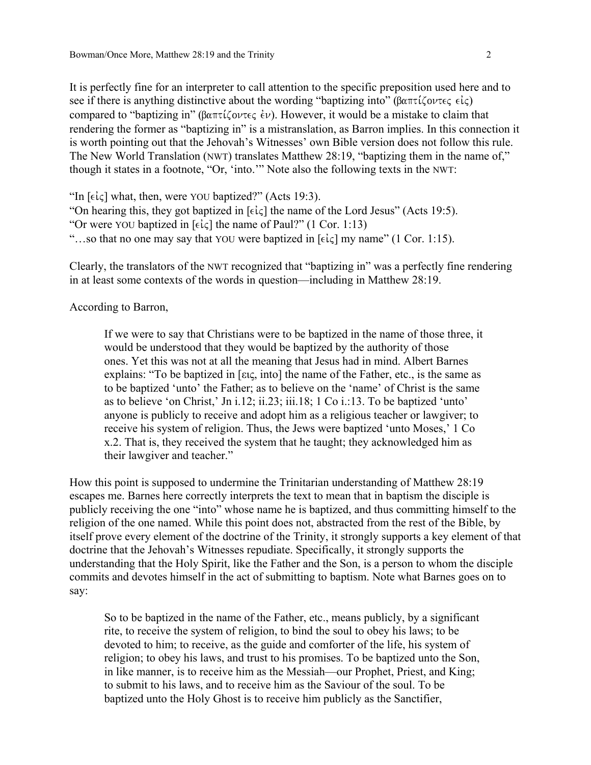It is perfectly fine for an interpreter to call attention to the specific preposition used here and to see if there is anything distinctive about the wording "baptizing into" (βαπτίζοντες εἰς) compared to "baptizing in" (βαπτίζοντες ἐν). However, it would be a mistake to claim that rendering the former as "baptizing in" is a mistranslation, as Barron implies. In this connection it is worth pointing out that the Jehovah's Witnesses' own Bible version does not follow this rule. The New World Translation (NWT) translates Matthew 28:19, "baptizing them in the name of," though it states in a footnote, "Or, 'into.'" Note also the following texts in the NWT:

"In [εἰς] what, then, were YOU baptized?" (Acts 19:3).
"On hearing this, they got baptized in [εἰς] the name of the Lord Jesus" (Acts 19:5).
"Or were YOU baptized in [εἰς] the name of Paul?" (1 Cor. 1:13)
"…so that no one may say that YOU were baptized in [εἰς] my name" (1 Cor. 1:15).

Clearly, the translators of the NWT recognized that "baptizing in" was a perfectly fine rendering in at least some contexts of the words in question—including in Matthew 28:19.

According to Barron,

> If we were to say that Christians were to be baptized in the name of those three, it would be understood that they would be baptized by the authority of those ones. Yet this was not at all the meaning that Jesus had in mind. Albert Barnes explains: "To be baptized in [εις, into] the name of the Father, etc., is the same as to be baptized 'unto' the Father; as to believe on the 'name' of Christ is the same as to believe 'on Christ,' Jn i.12; ii.23; iii.18; 1 Co i.:13. To be baptized 'unto' anyone is publicly to receive and adopt him as a religious teacher or lawgiver; to receive his system of religion. Thus, the Jews were baptized 'unto Moses,' 1 Co x.2. That is, they received the system that he taught; they acknowledged him as their lawgiver and teacher."

How this point is supposed to undermine the Trinitarian understanding of Matthew 28:19 escapes me. Barnes here correctly interprets the text to mean that in baptism the disciple is publicly receiving the one "into" whose name he is baptized, and thus committing himself to the religion of the one named. While this point does not, abstracted from the rest of the Bible, by itself prove every element of the doctrine of the Trinity, it strongly supports a key element of that doctrine that the Jehovah's Witnesses repudiate. Specifically, it strongly supports the understanding that the Holy Spirit, like the Father and the Son, is a person to whom the disciple commits and devotes himself in the act of submitting to baptism. Note what Barnes goes on to say:

> So to be baptized in the name of the Father, etc., means publicly, by a significant rite, to receive the system of religion, to bind the soul to obey his laws; to be devoted to him; to receive, as the guide and comforter of the life, his system of religion; to obey his laws, and trust to his promises. To be baptized unto the Son, in like manner, is to receive him as the Messiah—our Prophet, Priest, and King; to submit to his laws, and to receive him as the Saviour of the soul. To be baptized unto the Holy Ghost is to receive him publicly as the Sanctifier,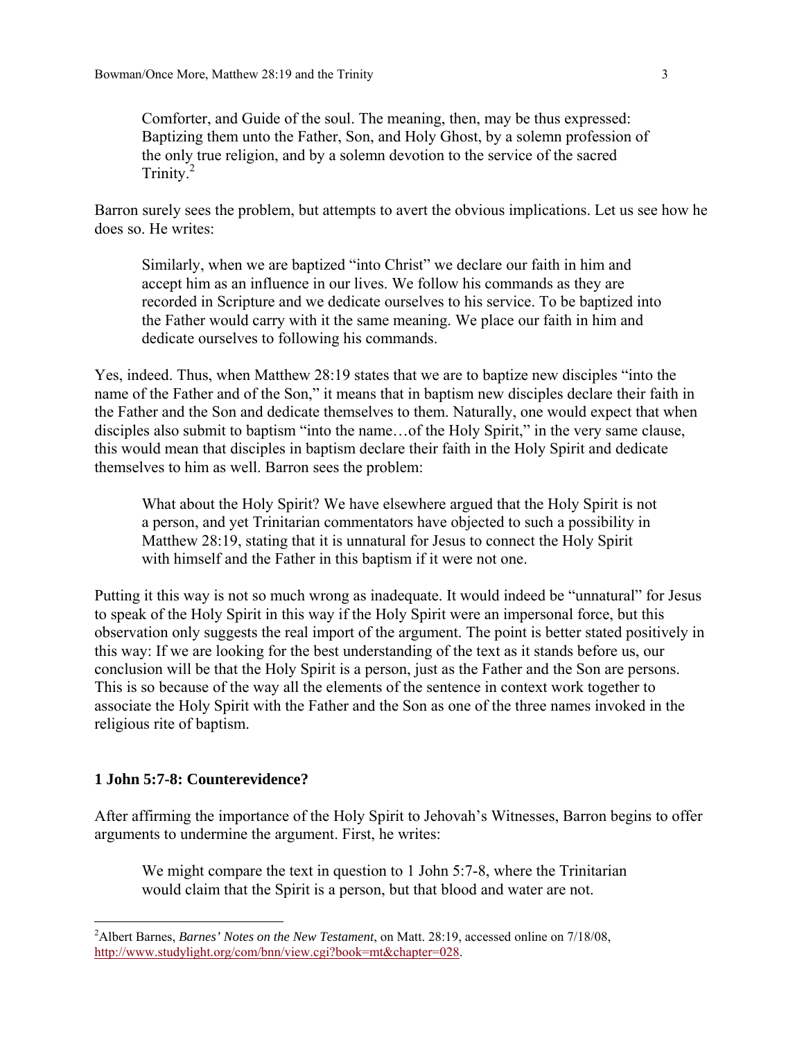> Comforter, and Guide of the soul. The meaning, then, may be thus expressed: Baptizing them unto the Father, Son, and Holy Ghost, by a solemn profession of the only true religion, and by a solemn devotion to the service of the sacred Trinity.[2]

Barron surely sees the problem, but attempts to avert the obvious implications. Let us see how he does so. He writes:

> Similarly, when we are baptized "into Christ" we declare our faith in him and accept him as an influence in our lives. We follow his commands as they are recorded in Scripture and we dedicate ourselves to his service. To be baptized into the Father would carry with it the same meaning. We place our faith in him and dedicate ourselves to following his commands.

Yes, indeed. Thus, when Matthew 28:19 states that we are to baptize new disciples "into the name of the Father and of the Son," it means that in baptism new disciples declare their faith in the Father and the Son and dedicate themselves to them. Naturally, one would expect that when disciples also submit to baptism "into the name…of the Holy Spirit," in the very same clause, this would mean that disciples in baptism declare their faith in the Holy Spirit and dedicate themselves to him as well. Barron sees the problem:

> What about the Holy Spirit? We have elsewhere argued that the Holy Spirit is not a person, and yet Trinitarian commentators have objected to such a possibility in Matthew 28:19, stating that it is unnatural for Jesus to connect the Holy Spirit with himself and the Father in this baptism if it were not one.

Putting it this way is not so much wrong as inadequate. It would indeed be "unnatural" for Jesus to speak of the Holy Spirit in this way if the Holy Spirit were an impersonal force, but this observation only suggests the real import of the argument. The point is better stated positively in this way: If we are looking for the best understanding of the text as it stands before us, our conclusion will be that the Holy Spirit is a person, just as the Father and the Son are persons. This is so because of the way all the elements of the sentence in context work together to associate the Holy Spirit with the Father and the Son as one of the three names invoked in the religious rite of baptism.

## 1 John 5:7-8: Counterevidence?

After affirming the importance of the Holy Spirit to Jehovah's Witnesses, Barron begins to offer arguments to undermine the argument. First, he writes:

> We might compare the text in question to 1 John 5:7-8, where the Trinitarian would claim that the Spirit is a person, but that blood and water are not.

---

[2] Albert Barnes, *Barnes' Notes on the New Testament*, on Matt. 28:19, accessed online on 7/18/08, http://www.studylight.org/com/bnn/view.cgi?book=mt&chapter=028.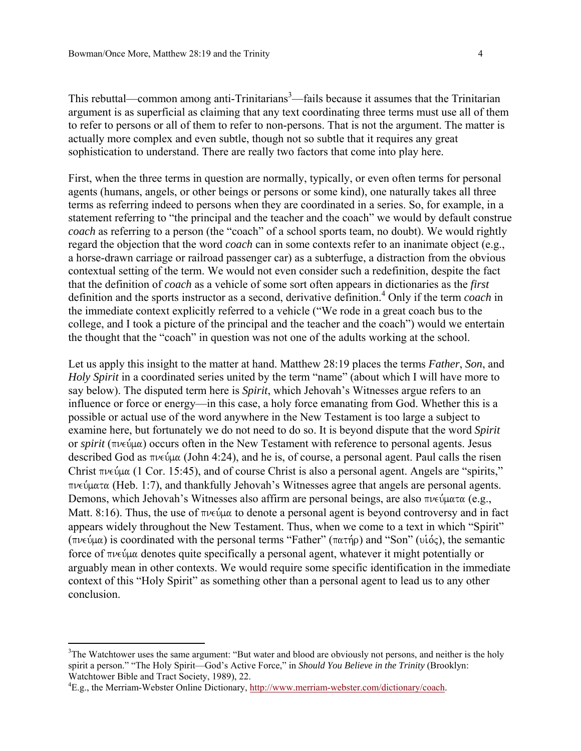This rebuttal—common among anti-Trinitarians[3]—fails because it assumes that the Trinitarian argument is as superficial as claiming that any text coordinating three terms must use all of them to refer to persons or all of them to refer to non-persons. That is not the argument. The matter is actually more complex and even subtle, though not so subtle that it requires any great sophistication to understand. There are really two factors that come into play here.

First, when the three terms in question are normally, typically, or even often terms for personal agents (humans, angels, or other beings or persons or some kind), one naturally takes all three terms as referring indeed to persons when they are coordinated in a series. So, for example, in a statement referring to "the principal and the teacher and the coach" we would by default construe *coach* as referring to a person (the "coach" of a school sports team, no doubt). We would rightly regard the objection that the word *coach* can in some contexts refer to an inanimate object (e.g., a horse-drawn carriage or railroad passenger car) as a subterfuge, a distraction from the obvious contextual setting of the term. We would not even consider such a redefinition, despite the fact that the definition of *coach* as a vehicle of some sort often appears in dictionaries as the *first* definition and the sports instructor as a second, derivative definition.[4] Only if the term *coach* in the immediate context explicitly referred to a vehicle ("We rode in a great coach bus to the college, and I took a picture of the principal and the teacher and the coach") would we entertain the thought that the "coach" in question was not one of the adults working at the school.

Let us apply this insight to the matter at hand. Matthew 28:19 places the terms *Father*, *Son*, and *Holy Spirit* in a coordinated series united by the term "name" (about which I will have more to say below). The disputed term here is *Spirit*, which Jehovah's Witnesses argue refers to an influence or force or energy—in this case, a holy force emanating from God. Whether this is a possible or actual use of the word anywhere in the New Testament is too large a subject to examine here, but fortunately we do not need to do so. It is beyond dispute that the word *Spirit* or *spirit* (πνεύμα) occurs often in the New Testament with reference to personal agents. Jesus described God as πνεύμα (John 4:24), and he is, of course, a personal agent. Paul calls the risen Christ πνεύμα (1 Cor. 15:45), and of course Christ is also a personal agent. Angels are "spirits," πνεύματα (Heb. 1:7), and thankfully Jehovah's Witnesses agree that angels are personal agents. Demons, which Jehovah's Witnesses also affirm are personal beings, are also πνεύματα (e.g., Matt. 8:16). Thus, the use of πνεύμα to denote a personal agent is beyond controversy and in fact appears widely throughout the New Testament. Thus, when we come to a text in which "Spirit" (πνεύμα) is coordinated with the personal terms "Father" (πατήρ) and "Son" (υἱός), the semantic force of πνεύμα denotes quite specifically a personal agent, whatever it might potentially or arguably mean in other contexts. We would require some specific identification in the immediate context of this "Holy Spirit" as something other than a personal agent to lead us to any other conclusion.

---

[3]The Watchtower uses the same argument: "But water and blood are obviously not persons, and neither is the holy spirit a person." "The Holy Spirit—God's Active Force," in *Should You Believe in the Trinity* (Brooklyn: Watchtower Bible and Tract Society, 1989), 22.

[4]E.g., the Merriam-Webster Online Dictionary, http://www.merriam-webster.com/dictionary/coach.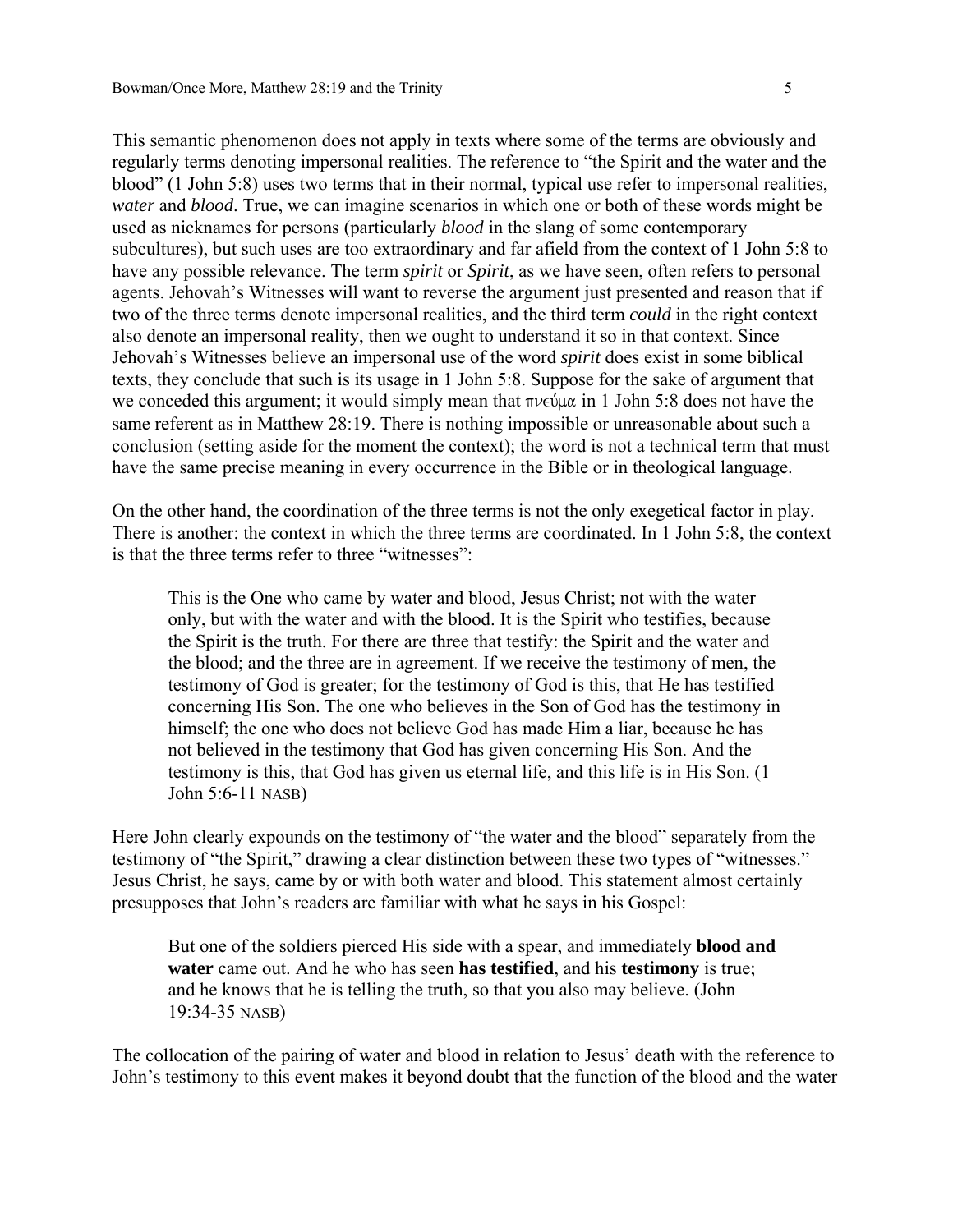This semantic phenomenon does not apply in texts where some of the terms are obviously and regularly terms denoting impersonal realities. The reference to "the Spirit and the water and the blood" (1 John 5:8) uses two terms that in their normal, typical use refer to impersonal realities, *water* and *blood*. True, we can imagine scenarios in which one or both of these words might be used as nicknames for persons (particularly *blood* in the slang of some contemporary subcultures), but such uses are too extraordinary and far afield from the context of 1 John 5:8 to have any possible relevance. The term *spirit* or *Spirit*, as we have seen, often refers to personal agents. Jehovah's Witnesses will want to reverse the argument just presented and reason that if two of the three terms denote impersonal realities, and the third term *could* in the right context also denote an impersonal reality, then we ought to understand it so in that context. Since Jehovah's Witnesses believe an impersonal use of the word *spirit* does exist in some biblical texts, they conclude that such is its usage in 1 John 5:8. Suppose for the sake of argument that we conceded this argument; it would simply mean that πνεύμα in 1 John 5:8 does not have the same referent as in Matthew 28:19. There is nothing impossible or unreasonable about such a conclusion (setting aside for the moment the context); the word is not a technical term that must have the same precise meaning in every occurrence in the Bible or in theological language.

On the other hand, the coordination of the three terms is not the only exegetical factor in play. There is another: the context in which the three terms are coordinated. In 1 John 5:8, the context is that the three terms refer to three "witnesses":

> This is the One who came by water and blood, Jesus Christ; not with the water only, but with the water and with the blood. It is the Spirit who testifies, because the Spirit is the truth. For there are three that testify: the Spirit and the water and the blood; and the three are in agreement. If we receive the testimony of men, the testimony of God is greater; for the testimony of God is this, that He has testified concerning His Son. The one who believes in the Son of God has the testimony in himself; the one who does not believe God has made Him a liar, because he has not believed in the testimony that God has given concerning His Son. And the testimony is this, that God has given us eternal life, and this life is in His Son. (1 John 5:6-11 NASB)

Here John clearly expounds on the testimony of "the water and the blood" separately from the testimony of "the Spirit," drawing a clear distinction between these two types of "witnesses." Jesus Christ, he says, came by or with both water and blood. This statement almost certainly presupposes that John's readers are familiar with what he says in his Gospel:

> But one of the soldiers pierced His side with a spear, and immediately **blood and water** came out. And he who has seen **has testified**, and his **testimony** is true; and he knows that he is telling the truth, so that you also may believe. (John 19:34-35 NASB)

The collocation of the pairing of water and blood in relation to Jesus' death with the reference to John's testimony to this event makes it beyond doubt that the function of the blood and the water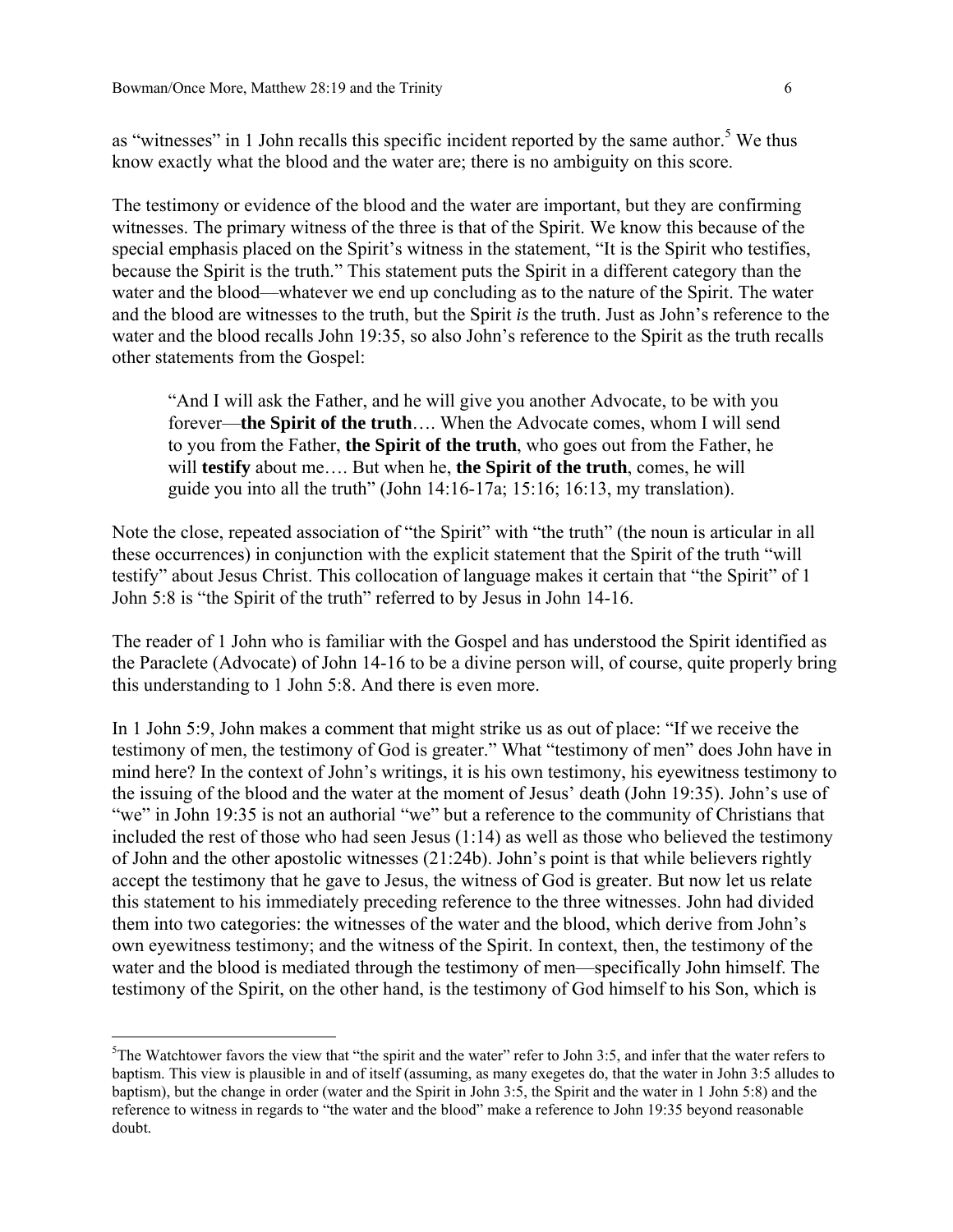as "witnesses" in 1 John recalls this specific incident reported by the same author.[5] We thus know exactly what the blood and the water are; there is no ambiguity on this score.

The testimony or evidence of the blood and the water are important, but they are confirming witnesses. The primary witness of the three is that of the Spirit. We know this because of the special emphasis placed on the Spirit's witness in the statement, "It is the Spirit who testifies, because the Spirit is the truth." This statement puts the Spirit in a different category than the water and the blood—whatever we end up concluding as to the nature of the Spirit. The water and the blood are witnesses to the truth, but the Spirit *is* the truth. Just as John's reference to the water and the blood recalls John 19:35, so also John's reference to the Spirit as the truth recalls other statements from the Gospel:

> "And I will ask the Father, and he will give you another Advocate, to be with you forever—**the Spirit of the truth**…. When the Advocate comes, whom I will send to you from the Father, **the Spirit of the truth**, who goes out from the Father, he will **testify** about me…. But when he, **the Spirit of the truth**, comes, he will guide you into all the truth" (John 14:16-17a; 15:16; 16:13, my translation).

Note the close, repeated association of "the Spirit" with "the truth" (the noun is articular in all these occurrences) in conjunction with the explicit statement that the Spirit of the truth "will testify" about Jesus Christ. This collocation of language makes it certain that "the Spirit" of 1 John 5:8 is "the Spirit of the truth" referred to by Jesus in John 14-16.

The reader of 1 John who is familiar with the Gospel and has understood the Spirit identified as the Paraclete (Advocate) of John 14-16 to be a divine person will, of course, quite properly bring this understanding to 1 John 5:8. And there is even more.

In 1 John 5:9, John makes a comment that might strike us as out of place: "If we receive the testimony of men, the testimony of God is greater." What "testimony of men" does John have in mind here? In the context of John's writings, it is his own testimony, his eyewitness testimony to the issuing of the blood and the water at the moment of Jesus' death (John 19:35). John's use of "we" in John 19:35 is not an authorial "we" but a reference to the community of Christians that included the rest of those who had seen Jesus (1:14) as well as those who believed the testimony of John and the other apostolic witnesses (21:24b). John's point is that while believers rightly accept the testimony that he gave to Jesus, the witness of God is greater. But now let us relate this statement to his immediately preceding reference to the three witnesses. John had divided them into two categories: the witnesses of the water and the blood, which derive from John's own eyewitness testimony; and the witness of the Spirit. In context, then, the testimony of the water and the blood is mediated through the testimony of men—specifically John himself. The testimony of the Spirit, on the other hand, is the testimony of God himself to his Son, which is

[5]The Watchtower favors the view that "the spirit and the water" refer to John 3:5, and infer that the water refers to baptism. This view is plausible in and of itself (assuming, as many exegetes do, that the water in John 3:5 alludes to baptism), but the change in order (water and the Spirit in John 3:5, the Spirit and the water in 1 John 5:8) and the reference to witness in regards to "the water and the blood" make a reference to John 19:35 beyond reasonable doubt.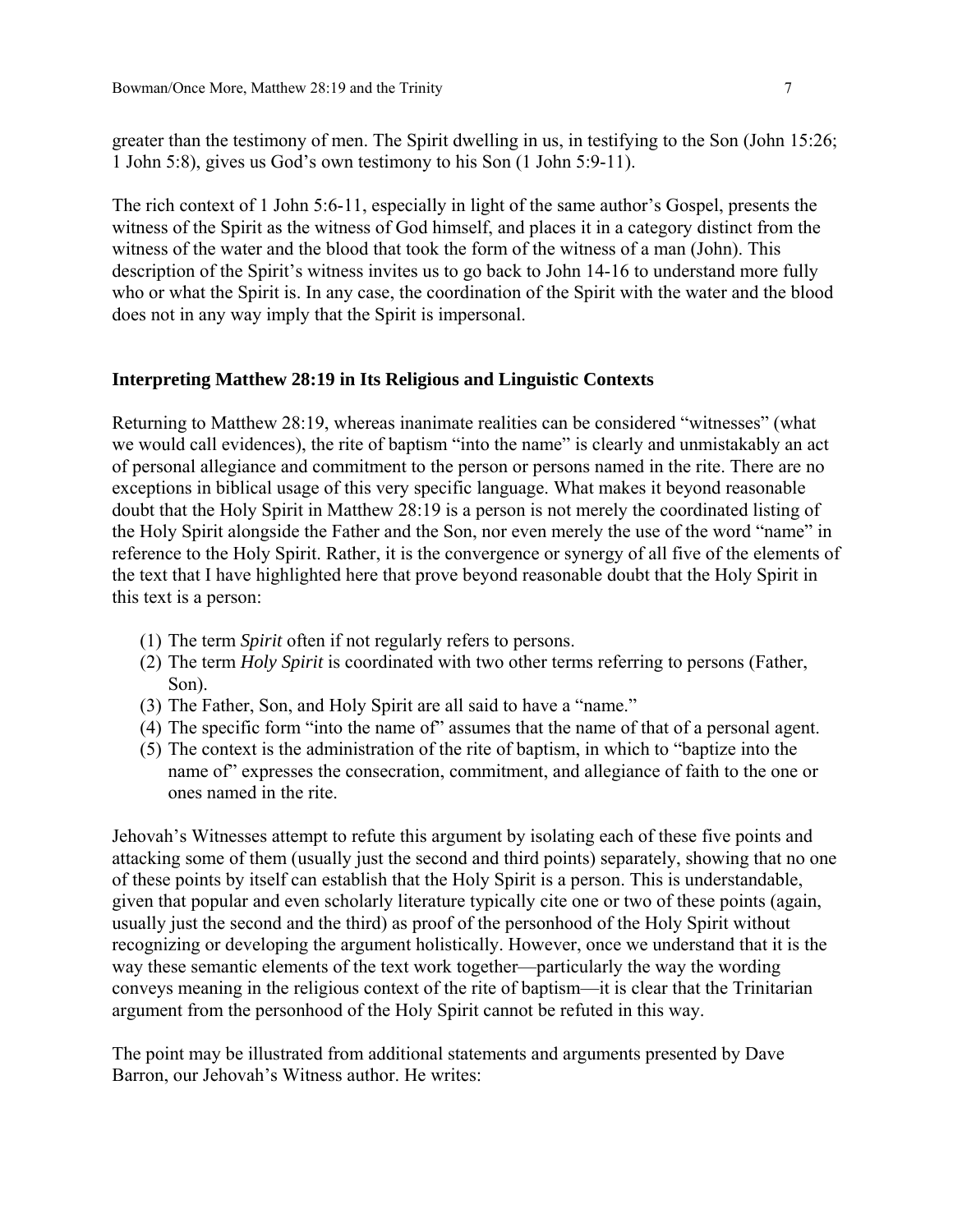greater than the testimony of men. The Spirit dwelling in us, in testifying to the Son (John 15:26; 1 John 5:8), gives us God's own testimony to his Son (1 John 5:9-11).

The rich context of 1 John 5:6-11, especially in light of the same author's Gospel, presents the witness of the Spirit as the witness of God himself, and places it in a category distinct from the witness of the water and the blood that took the form of the witness of a man (John). This description of the Spirit's witness invites us to go back to John 14-16 to understand more fully who or what the Spirit is. In any case, the coordination of the Spirit with the water and the blood does not in any way imply that the Spirit is impersonal.

## Interpreting Matthew 28:19 in Its Religious and Linguistic Contexts

Returning to Matthew 28:19, whereas inanimate realities can be considered "witnesses" (what we would call evidences), the rite of baptism "into the name" is clearly and unmistakably an act of personal allegiance and commitment to the person or persons named in the rite. There are no exceptions in biblical usage of this very specific language. What makes it beyond reasonable doubt that the Holy Spirit in Matthew 28:19 is a person is not merely the coordinated listing of the Holy Spirit alongside the Father and the Son, nor even merely the use of the word "name" in reference to the Holy Spirit. Rather, it is the convergence or synergy of all five of the elements of the text that I have highlighted here that prove beyond reasonable doubt that the Holy Spirit in this text is a person:

1. The term *Spirit* often if not regularly refers to persons.
2. The term *Holy Spirit* is coordinated with two other terms referring to persons (Father, Son).
3. The Father, Son, and Holy Spirit are all said to have a "name."
4. The specific form "into the name of" assumes that the name of that of a personal agent.
5. The context is the administration of the rite of baptism, in which to "baptize into the name of" expresses the consecration, commitment, and allegiance of faith to the one or ones named in the rite.

Jehovah's Witnesses attempt to refute this argument by isolating each of these five points and attacking some of them (usually just the second and third points) separately, showing that no one of these points by itself can establish that the Holy Spirit is a person. This is understandable, given that popular and even scholarly literature typically cite one or two of these points (again, usually just the second and the third) as proof of the personhood of the Holy Spirit without recognizing or developing the argument holistically. However, once we understand that it is the way these semantic elements of the text work together—particularly the way the wording conveys meaning in the religious context of the rite of baptism—it is clear that the Trinitarian argument from the personhood of the Holy Spirit cannot be refuted in this way.

The point may be illustrated from additional statements and arguments presented by Dave Barron, our Jehovah's Witness author. He writes: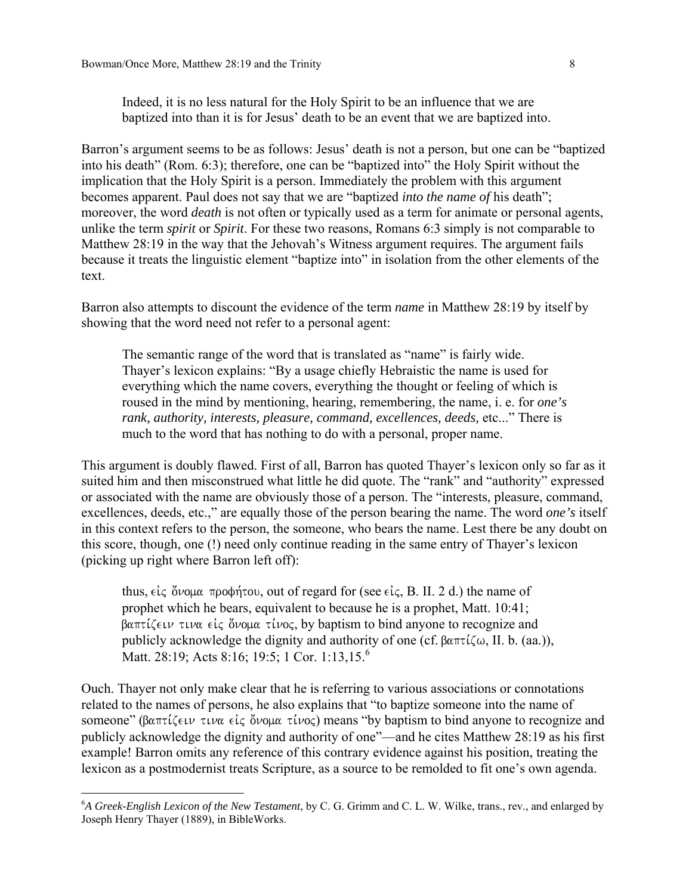> Indeed, it is no less natural for the Holy Spirit to be an influence that we are baptized into than it is for Jesus' death to be an event that we are baptized into.

Barron's argument seems to be as follows: Jesus' death is not a person, but one can be "baptized into his death" (Rom. 6:3); therefore, one can be "baptized into" the Holy Spirit without the implication that the Holy Spirit is a person. Immediately the problem with this argument becomes apparent. Paul does not say that we are "baptized *into the name of* his death"; moreover, the word *death* is not often or typically used as a term for animate or personal agents, unlike the term *spirit* or *Spirit*. For these two reasons, Romans 6:3 simply is not comparable to Matthew 28:19 in the way that the Jehovah's Witness argument requires. The argument fails because it treats the linguistic element "baptize into" in isolation from the other elements of the text.

Barron also attempts to discount the evidence of the term *name* in Matthew 28:19 by itself by showing that the word need not refer to a personal agent:

> The semantic range of the word that is translated as "name" is fairly wide. Thayer's lexicon explains: "By a usage chiefly Hebraistic the name is used for everything which the name covers, everything the thought or feeling of which is roused in the mind by mentioning, hearing, remembering, the name, i. e. for *one's rank, authority, interests, pleasure, command, excellences, deeds,* etc..." There is much to the word that has nothing to do with a personal, proper name.

This argument is doubly flawed. First of all, Barron has quoted Thayer's lexicon only so far as it suited him and then misconstrued what little he did quote. The "rank" and "authority" expressed or associated with the name are obviously those of a person. The "interests, pleasure, command, excellences, deeds, etc.," are equally those of the person bearing the name. The word *one's* itself in this context refers to the person, the someone, who bears the name. Lest there be any doubt on this score, though, one (!) need only continue reading in the same entry of Thayer's lexicon (picking up right where Barron left off):

> thus, εἰς ὄνομα προφήτου, out of regard for (see εἰς, B. II. 2 d.) the name of prophet which he bears, equivalent to because he is a prophet, Matt. 10:41; βαπτίζειν τινα εἰς ὄνομα τίνος, by baptism to bind anyone to recognize and publicly acknowledge the dignity and authority of one (cf. βαπτίζω, II. b. (aa.)), Matt. 28:19; Acts 8:16; 19:5; 1 Cor. 1:13,15.[6]

Ouch. Thayer not only make clear that he is referring to various associations or connotations related to the names of persons, he also explains that "to baptize someone into the name of someone" (βαπτίζειν τινα εἰς ὄνομα τίνος) means "by baptism to bind anyone to recognize and publicly acknowledge the dignity and authority of one"—and he cites Matthew 28:19 as his first example! Barron omits any reference of this contrary evidence against his position, treating the lexicon as a postmodernist treats Scripture, as a source to be remolded to fit one's own agenda.

---

[6] *A Greek-English Lexicon of the New Testament*, by C. G. Grimm and C. L. W. Wilke, trans., rev., and enlarged by Joseph Henry Thayer (1889), in BibleWorks.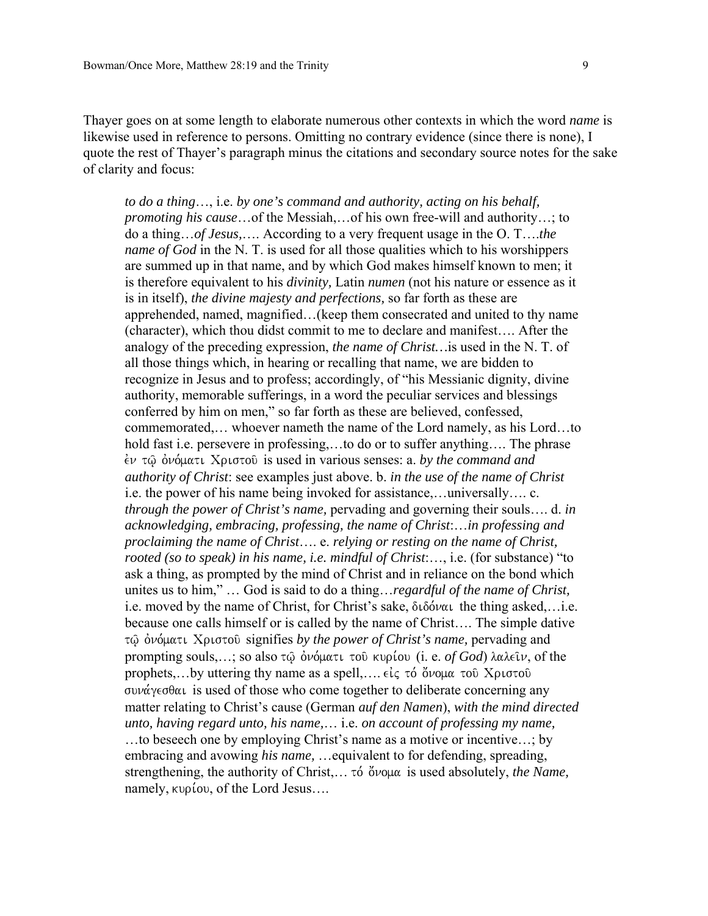Thayer goes on at some length to elaborate numerous other contexts in which the word *name* is likewise used in reference to persons. Omitting no contrary evidence (since there is none), I quote the rest of Thayer's paragraph minus the citations and secondary source notes for the sake of clarity and focus:

> *to do a thing*…, i.e. *by one's command and authority, acting on his behalf, promoting his cause*…of the Messiah,…of his own free-will and authority…; to do a thing…*of Jesus,*…. According to a very frequent usage in the O. T.…*the name of God* in the N. T. is used for all those qualities which to his worshippers are summed up in that name, and by which God makes himself known to men; it is therefore equivalent to his *divinity,* Latin *numen* (not his nature or essence as it is in itself), *the divine majesty and perfections,* so far forth as these are apprehended, named, magnified…(keep them consecrated and united to thy name (character), which thou didst commit to me to declare and manifest…. After the analogy of the preceding expression, *the name of Christ…*is used in the N. T. of all those things which, in hearing or recalling that name, we are bidden to recognize in Jesus and to profess; accordingly, of "his Messianic dignity, divine authority, memorable sufferings, in a word the peculiar services and blessings conferred by him on men," so far forth as these are believed, confessed, commemorated,… whoever nameth the name of the Lord namely, as his Lord…to hold fast i.e. persevere in professing,…to do or to suffer anything…. The phrase ἐν τῷ ὀνόματι Χριστοῦ is used in various senses: a. *by the command and authority of Christ*: see examples just above. b. *in the use of the name of Christ* i.e. the power of his name being invoked for assistance,…universally…. c. *through the power of Christ's name,* pervading and governing their souls…. d. *in acknowledging, embracing, professing, the name of Christ*:…*in professing and proclaiming the name of Christ*…. e. *relying or resting on the name of Christ, rooted (so to speak) in his name, i.e. mindful of Christ*:…, i.e. (for substance) "to ask a thing, as prompted by the mind of Christ and in reliance on the bond which unites us to him," … God is said to do a thing…*regardful of the name of Christ,* i.e. moved by the name of Christ, for Christ's sake, διδόναι the thing asked,…i.e. because one calls himself or is called by the name of Christ…. The simple dative τῷ ὀνόματι Χριστοῦ signifies *by the power of Christ's name,* pervading and prompting souls,…; so also τῷ ὀνόματι τοῦ κυρίου (i. e. *of God*) λαλεῖν, of the prophets,…by uttering thy name as a spell,…. εἰς τό ὄνομα τοῦ Χριστοῦ συνάγεσθαι is used of those who come together to deliberate concerning any matter relating to Christ's cause (German *auf den Namen*), *with the mind directed unto, having regard unto, his name,*… i.e. *on account of professing my name,* …to beseech one by employing Christ's name as a motive or incentive…; by embracing and avowing *his name,* …equivalent to for defending, spreading, strengthening, the authority of Christ,… τό ὄνομα is used absolutely, *the Name,* namely, κυρίου, of the Lord Jesus….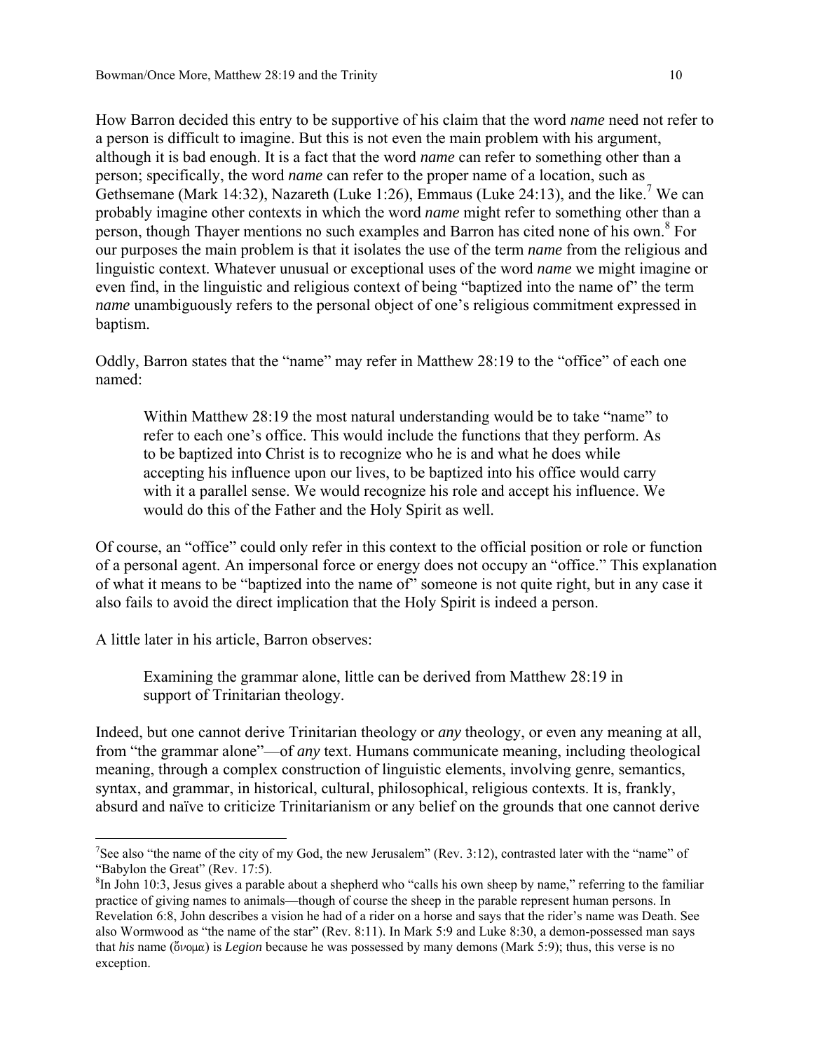How Barron decided this entry to be supportive of his claim that the word *name* need not refer to a person is difficult to imagine. But this is not even the main problem with his argument, although it is bad enough. It is a fact that the word *name* can refer to something other than a person; specifically, the word *name* can refer to the proper name of a location, such as Gethsemane (Mark 14:32), Nazareth (Luke 1:26), Emmaus (Luke 24:13), and the like.[7] We can probably imagine other contexts in which the word *name* might refer to something other than a person, though Thayer mentions no such examples and Barron has cited none of his own.[8] For our purposes the main problem is that it isolates the use of the term *name* from the religious and linguistic context. Whatever unusual or exceptional uses of the word *name* we might imagine or even find, in the linguistic and religious context of being "baptized into the name of" the term *name* unambiguously refers to the personal object of one's religious commitment expressed in baptism.

Oddly, Barron states that the "name" may refer in Matthew 28:19 to the "office" of each one named:

> Within Matthew 28:19 the most natural understanding would be to take "name" to refer to each one's office. This would include the functions that they perform. As to be baptized into Christ is to recognize who he is and what he does while accepting his influence upon our lives, to be baptized into his office would carry with it a parallel sense. We would recognize his role and accept his influence. We would do this of the Father and the Holy Spirit as well.

Of course, an "office" could only refer in this context to the official position or role or function of a personal agent. An impersonal force or energy does not occupy an "office." This explanation of what it means to be "baptized into the name of" someone is not quite right, but in any case it also fails to avoid the direct implication that the Holy Spirit is indeed a person.

A little later in his article, Barron observes:

> Examining the grammar alone, little can be derived from Matthew 28:19 in support of Trinitarian theology.

Indeed, but one cannot derive Trinitarian theology or *any* theology, or even any meaning at all, from "the grammar alone"—of *any* text. Humans communicate meaning, including theological meaning, through a complex construction of linguistic elements, involving genre, semantics, syntax, and grammar, in historical, cultural, philosophical, religious contexts. It is, frankly, absurd and naïve to criticize Trinitarianism or any belief on the grounds that one cannot derive

---

[7] See also "the name of the city of my God, the new Jerusalem" (Rev. 3:12), contrasted later with the "name" of "Babylon the Great" (Rev. 17:5).

[8] In John 10:3, Jesus gives a parable about a shepherd who "calls his own sheep by name," referring to the familiar practice of giving names to animals—though of course the sheep in the parable represent human persons. In Revelation 6:8, John describes a vision he had of a rider on a horse and says that the rider's name was Death. See also Wormwood as "the name of the star" (Rev. 8:11). In Mark 5:9 and Luke 8:30, a demon-possessed man says that *his* name (ὄνομα) is *Legion* because he was possessed by many demons (Mark 5:9); thus, this verse is no exception.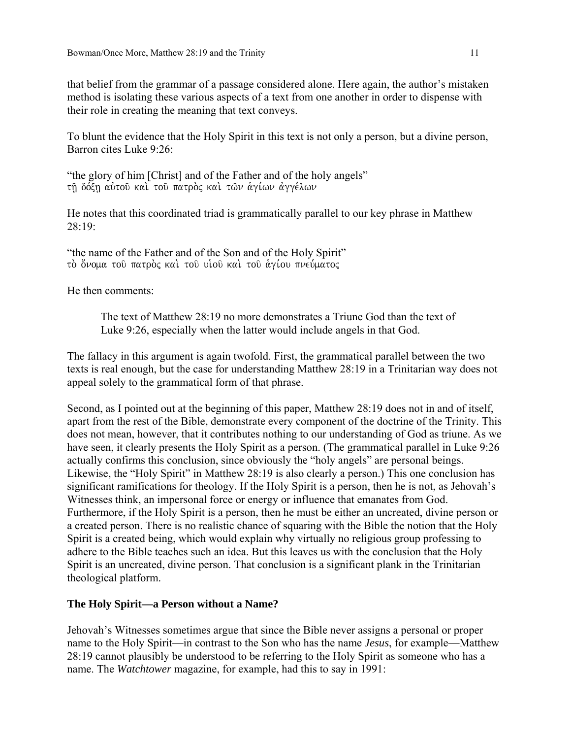that belief from the grammar of a passage considered alone. Here again, the author's mistaken method is isolating these various aspects of a text from one another in order to dispense with their role in creating the meaning that text conveys.

To blunt the evidence that the Holy Spirit in this text is not only a person, but a divine person, Barron cites Luke 9:26:

"the glory of him [Christ] and of the Father and of the holy angels"
τῇ δόξῃ αὐτοῦ καὶ τοῦ πατρὸς καὶ τῶν ἁγίων ἀγγέλων

He notes that this coordinated triad is grammatically parallel to our key phrase in Matthew 28:19:

"the name of the Father and of the Son and of the Holy Spirit"
τὸ ὄνομα τοῦ πατρὸς καὶ τοῦ υἱοῦ καὶ τοῦ ἁγίου πνεύματος

He then comments:

> The text of Matthew 28:19 no more demonstrates a Triune God than the text of Luke 9:26, especially when the latter would include angels in that God.

The fallacy in this argument is again twofold. First, the grammatical parallel between the two texts is real enough, but the case for understanding Matthew 28:19 in a Trinitarian way does not appeal solely to the grammatical form of that phrase.

Second, as I pointed out at the beginning of this paper, Matthew 28:19 does not in and of itself, apart from the rest of the Bible, demonstrate every component of the doctrine of the Trinity. This does not mean, however, that it contributes nothing to our understanding of God as triune. As we have seen, it clearly presents the Holy Spirit as a person. (The grammatical parallel in Luke 9:26 actually confirms this conclusion, since obviously the "holy angels" are personal beings. Likewise, the "Holy Spirit" in Matthew 28:19 is also clearly a person.) This one conclusion has significant ramifications for theology. If the Holy Spirit is a person, then he is not, as Jehovah's Witnesses think, an impersonal force or energy or influence that emanates from God. Furthermore, if the Holy Spirit is a person, then he must be either an uncreated, divine person or a created person. There is no realistic chance of squaring with the Bible the notion that the Holy Spirit is a created being, which would explain why virtually no religious group professing to adhere to the Bible teaches such an idea. But this leaves us with the conclusion that the Holy Spirit is an uncreated, divine person. That conclusion is a significant plank in the Trinitarian theological platform.

### The Holy Spirit—a Person without a Name?

Jehovah's Witnesses sometimes argue that since the Bible never assigns a personal or proper name to the Holy Spirit—in contrast to the Son who has the name *Jesus*, for example—Matthew 28:19 cannot plausibly be understood to be referring to the Holy Spirit as someone who has a name. The *Watchtower* magazine, for example, had this to say in 1991: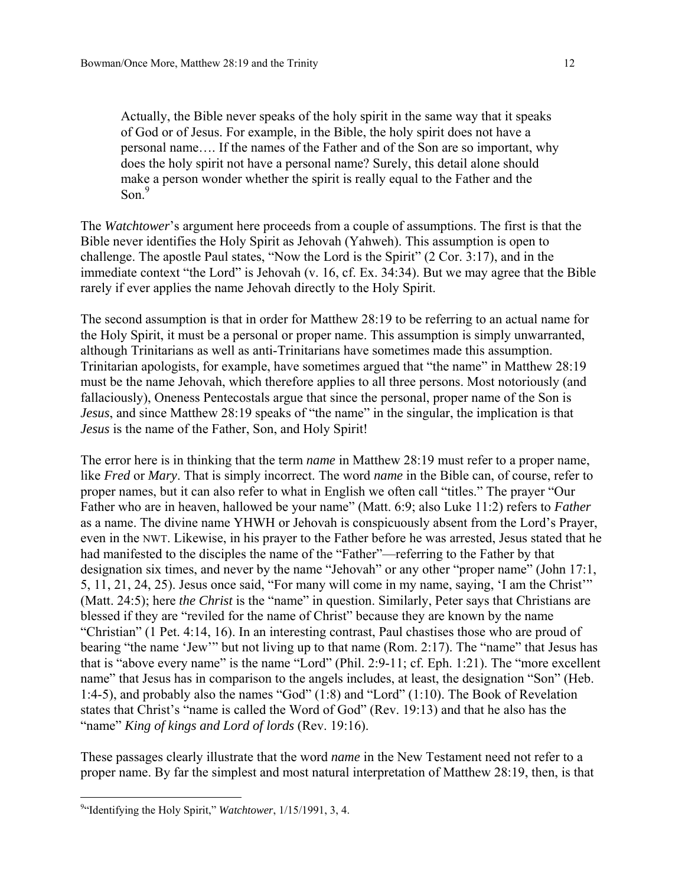> Actually, the Bible never speaks of the holy spirit in the same way that it speaks of God or of Jesus. For example, in the Bible, the holy spirit does not have a personal name…. If the names of the Father and of the Son are so important, why does the holy spirit not have a personal name? Surely, this detail alone should make a person wonder whether the spirit is really equal to the Father and the Son.[9]

The *Watchtower*'s argument here proceeds from a couple of assumptions. The first is that the Bible never identifies the Holy Spirit as Jehovah (Yahweh). This assumption is open to challenge. The apostle Paul states, "Now the Lord is the Spirit" (2 Cor. 3:17), and in the immediate context "the Lord" is Jehovah (v. 16, cf. Ex. 34:34). But we may agree that the Bible rarely if ever applies the name Jehovah directly to the Holy Spirit.

The second assumption is that in order for Matthew 28:19 to be referring to an actual name for the Holy Spirit, it must be a personal or proper name. This assumption is simply unwarranted, although Trinitarians as well as anti-Trinitarians have sometimes made this assumption. Trinitarian apologists, for example, have sometimes argued that "the name" in Matthew 28:19 must be the name Jehovah, which therefore applies to all three persons. Most notoriously (and fallaciously), Oneness Pentecostals argue that since the personal, proper name of the Son is *Jesus*, and since Matthew 28:19 speaks of "the name" in the singular, the implication is that *Jesus* is the name of the Father, Son, and Holy Spirit!

The error here is in thinking that the term *name* in Matthew 28:19 must refer to a proper name, like *Fred* or *Mary*. That is simply incorrect. The word *name* in the Bible can, of course, refer to proper names, but it can also refer to what in English we often call "titles." The prayer "Our Father who are in heaven, hallowed be your name" (Matt. 6:9; also Luke 11:2) refers to *Father* as a name. The divine name YHWH or Jehovah is conspicuously absent from the Lord's Prayer, even in the NWT. Likewise, in his prayer to the Father before he was arrested, Jesus stated that he had manifested to the disciples the name of the "Father"—referring to the Father by that designation six times, and never by the name "Jehovah" or any other "proper name" (John 17:1, 5, 11, 21, 24, 25). Jesus once said, "For many will come in my name, saying, 'I am the Christ'" (Matt. 24:5); here *the Christ* is the "name" in question. Similarly, Peter says that Christians are blessed if they are "reviled for the name of Christ" because they are known by the name "Christian" (1 Pet. 4:14, 16). In an interesting contrast, Paul chastises those who are proud of bearing "the name 'Jew'" but not living up to that name (Rom. 2:17). The "name" that Jesus has that is "above every name" is the name "Lord" (Phil. 2:9-11; cf. Eph. 1:21). The "more excellent name" that Jesus has in comparison to the angels includes, at least, the designation "Son" (Heb. 1:4-5), and probably also the names "God" (1:8) and "Lord" (1:10). The Book of Revelation states that Christ's "name is called the Word of God" (Rev. 19:13) and that he also has the "name" *King of kings and Lord of lords* (Rev. 19:16).

These passages clearly illustrate that the word *name* in the New Testament need not refer to a proper name. By far the simplest and most natural interpretation of Matthew 28:19, then, is that

---

[9] "Identifying the Holy Spirit," *Watchtower*, 1/15/1991, 3, 4.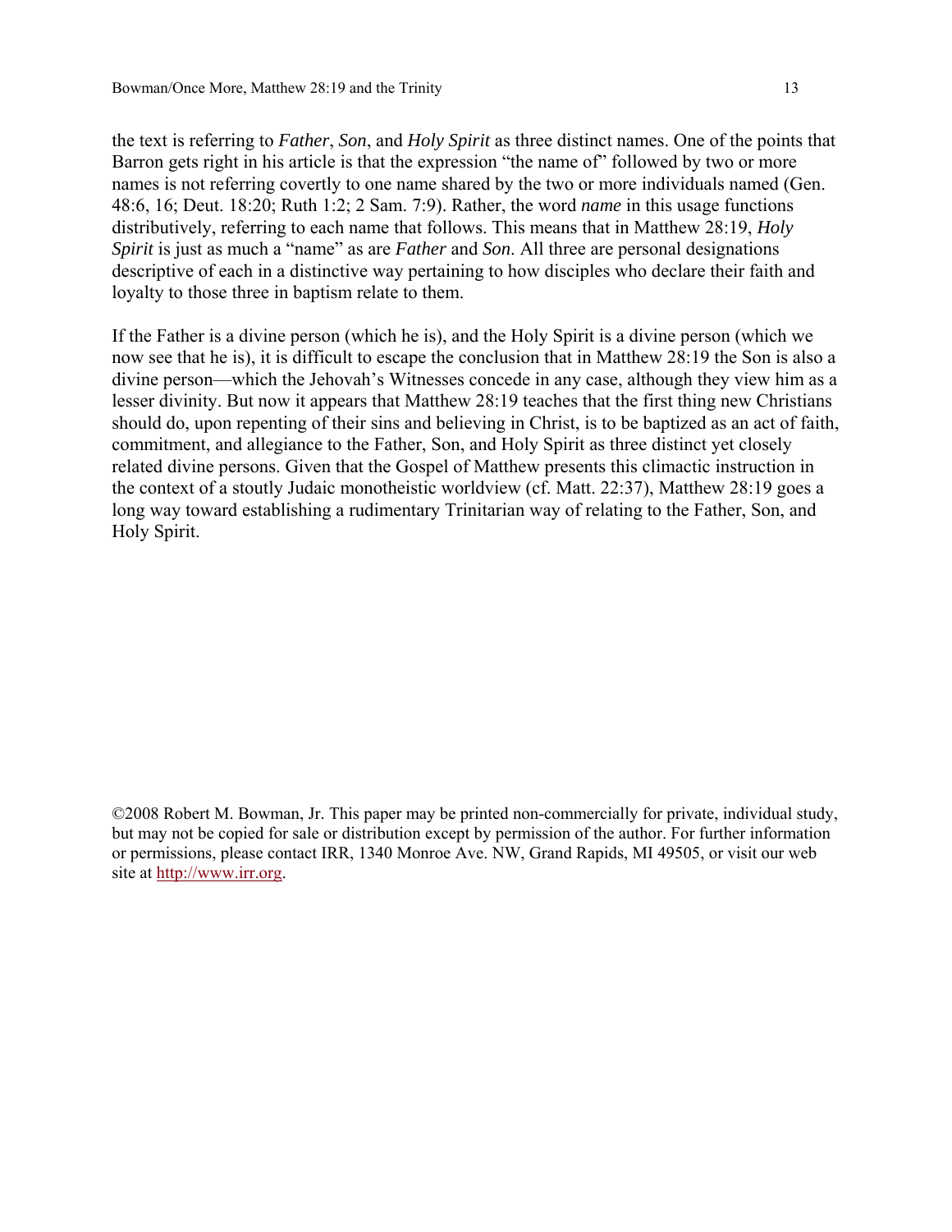the text is referring to *Father*, *Son*, and *Holy Spirit* as three distinct names. One of the points that Barron gets right in his article is that the expression "the name of" followed by two or more names is not referring covertly to one name shared by the two or more individuals named (Gen. 48:6, 16; Deut. 18:20; Ruth 1:2; 2 Sam. 7:9). Rather, the word *name* in this usage functions distributively, referring to each name that follows. This means that in Matthew 28:19, *Holy Spirit* is just as much a "name" as are *Father* and *Son*. All three are personal designations descriptive of each in a distinctive way pertaining to how disciples who declare their faith and loyalty to those three in baptism relate to them.

If the Father is a divine person (which he is), and the Holy Spirit is a divine person (which we now see that he is), it is difficult to escape the conclusion that in Matthew 28:19 the Son is also a divine person—which the Jehovah's Witnesses concede in any case, although they view him as a lesser divinity. But now it appears that Matthew 28:19 teaches that the first thing new Christians should do, upon repenting of their sins and believing in Christ, is to be baptized as an act of faith, commitment, and allegiance to the Father, Son, and Holy Spirit as three distinct yet closely related divine persons. Given that the Gospel of Matthew presents this climactic instruction in the context of a stoutly Judaic monotheistic worldview (cf. Matt. 22:37), Matthew 28:19 goes a long way toward establishing a rudimentary Trinitarian way of relating to the Father, Son, and Holy Spirit.

©2008 Robert M. Bowman, Jr. This paper may be printed non-commercially for private, individual study, but may not be copied for sale or distribution except by permission of the author. For further information or permissions, please contact IRR, 1340 Monroe Ave. NW, Grand Rapids, MI 49505, or visit our web site at http://www.irr.org.